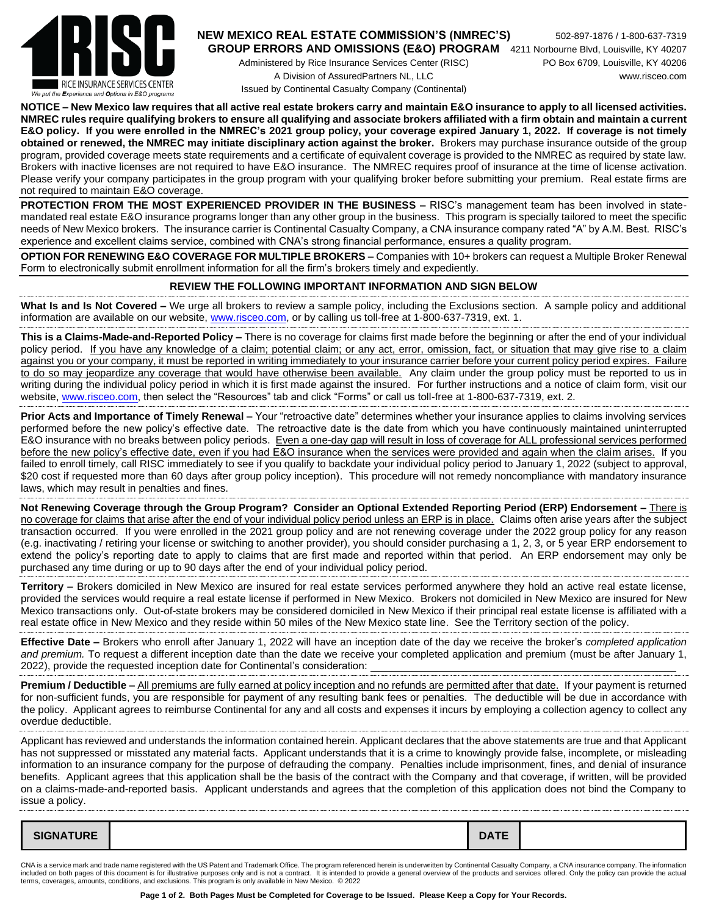RICE INSURANCE SERVICES CENTER
We put the Experience and Options in E&O programs

# NEW MEXICO REAL ESTATE COMMISSION'S (NMREC'S) GROUP ERRORS AND OMISSIONS (E&O) PROGRAM

Administered by Rice Insurance Services Center (RISC)
A Division of AssuredPartners NL, LLC
Issued by Continental Casualty Company (Continental)

502-897-1876 / 1-800-637-7319
4211 Norbourne Blvd, Louisville, KY 40207
PO Box 6709, Louisville, KY 40206
www.risceo.com

**NOTICE – New Mexico law requires that all active real estate brokers carry and maintain E&O insurance to apply to all licensed activities. NMREC rules require qualifying brokers to ensure all qualifying and associate brokers affiliated with a firm obtain and maintain a current E&O policy. If you were enrolled in the NMREC's 2021 group policy, your coverage expired January 1, 2022. If coverage is not timely obtained or renewed, the NMREC may initiate disciplinary action against the broker.** Brokers may purchase insurance outside of the group program, provided coverage meets state requirements and a certificate of equivalent coverage is provided to the NMREC as required by state law. Brokers with inactive licenses are not required to have E&O insurance. The NMREC requires proof of insurance at the time of license activation. Please verify your company participates in the group program with your qualifying broker before submitting your premium. Real estate firms are not required to maintain E&O coverage.

**PROTECTION FROM THE MOST EXPERIENCED PROVIDER IN THE BUSINESS –** RISC's management team has been involved in state-mandated real estate E&O insurance programs longer than any other group in the business. This program is specially tailored to meet the specific needs of New Mexico brokers. The insurance carrier is Continental Casualty Company, a CNA insurance company rated "A" by A.M. Best. RISC's experience and excellent claims service, combined with CNA's strong financial performance, ensures a quality program.

**OPTION FOR RENEWING E&O COVERAGE FOR MULTIPLE BROKERS –** Companies with 10+ brokers can request a Multiple Broker Renewal Form to electronically submit enrollment information for all the firm's brokers timely and expediently.

## REVIEW THE FOLLOWING IMPORTANT INFORMATION AND SIGN BELOW

**What Is and Is Not Covered –** We urge all brokers to review a sample policy, including the Exclusions section. A sample policy and additional information are available on our website, www.risceo.com, or by calling us toll-free at 1-800-637-7319, ext. 1.

**This is a Claims-Made-and-Reported Policy –** There is no coverage for claims first made before the beginning or after the end of your individual policy period. If you have any knowledge of a claim; potential claim; or any act, error, omission, fact, or situation that may give rise to a claim against you or your company, it must be reported in writing immediately to your insurance carrier before your current policy period expires. Failure to do so may jeopardize any coverage that would have otherwise been available. Any claim under the group policy must be reported to us in writing during the individual policy period in which it is first made against the insured. For further instructions and a notice of claim form, visit our website, www.risceo.com, then select the "Resources" tab and click "Forms" or call us toll-free at 1-800-637-7319, ext. 2.

**Prior Acts and Importance of Timely Renewal –** Your "retroactive date" determines whether your insurance applies to claims involving services performed before the new policy's effective date. The retroactive date is the date from which you have continuously maintained uninterrupted E&O insurance with no breaks between policy periods. Even a one-day gap will result in loss of coverage for ALL professional services performed before the new policy's effective date, even if you had E&O insurance when the services were provided and again when the claim arises. If you failed to enroll timely, call RISC immediately to see if you qualify to backdate your individual policy period to January 1, 2022 (subject to approval, $20 cost if requested more than 60 days after group policy inception). This procedure will not remedy noncompliance with mandatory insurance laws, which may result in penalties and fines.

**Not Renewing Coverage through the Group Program? Consider an Optional Extended Reporting Period (ERP) Endorsement –** There is no coverage for claims that arise after the end of your individual policy period unless an ERP is in place. Claims often arise years after the subject transaction occurred. If you were enrolled in the 2021 group policy and are not renewing coverage under the 2022 group policy for any reason (e.g. inactivating / retiring your license or switching to another provider), you should consider purchasing a 1, 2, 3, or 5 year ERP endorsement to extend the policy's reporting date to apply to claims that are first made and reported within that period. An ERP endorsement may only be purchased any time during or up to 90 days after the end of your individual policy period.

**Territory –** Brokers domiciled in New Mexico are insured for real estate services performed anywhere they hold an active real estate license, provided the services would require a real estate license if performed in New Mexico. Brokers not domiciled in New Mexico are insured for New Mexico transactions only. Out-of-state brokers may be considered domiciled in New Mexico if their principal real estate license is affiliated with a real estate office in New Mexico and they reside within 50 miles of the New Mexico state line. See the Territory section of the policy.

**Effective Date –** Brokers who enroll after January 1, 2022 will have an inception date of the day we receive the broker's *completed application and premium.* To request a different inception date than the date we receive your completed application and premium (must be after January 1, 2022), provide the requested inception date for Continental's consideration: ______________________________

**Premium / Deductible –** All premiums are fully earned at policy inception and no refunds are permitted after that date. If your payment is returned for non-sufficient funds, you are responsible for payment of any resulting bank fees or penalties. The deductible will be due in accordance with the policy. Applicant agrees to reimburse Continental for any and all costs and expenses it incurs by employing a collection agency to collect any overdue deductible.

Applicant has reviewed and understands the information contained herein. Applicant declares that the above statements are true and that Applicant has not suppressed or misstated any material facts. Applicant understands that it is a crime to knowingly provide false, incomplete, or misleading information to an insurance company for the purpose of defrauding the company. Penalties include imprisonment, fines, and denial of insurance benefits. Applicant agrees that this application shall be the basis of the contract with the Company and that coverage, if written, will be provided on a claims-made-and-reported basis. Applicant understands and agrees that the completion of this application does not bind the Company to issue a policy.

| SIGNATURE | | DATE | |
|---|---|---|---|

CNA is a service mark and trade name registered with the US Patent and Trademark Office. The program referenced herein is underwritten by Continental Casualty Company, a CNA insurance company. The information included on both pages of this document is for illustrative purposes only and is not a contract. It is intended to provide a general overview of the products and services offered. Only the policy can provide the actual terms, coverages, amounts, conditions, and exclusions. This program is only available in New Mexico. © 2022

**Page 1 of 2. Both Pages Must be Completed for Coverage to be Issued. Please Keep a Copy for Your Records.**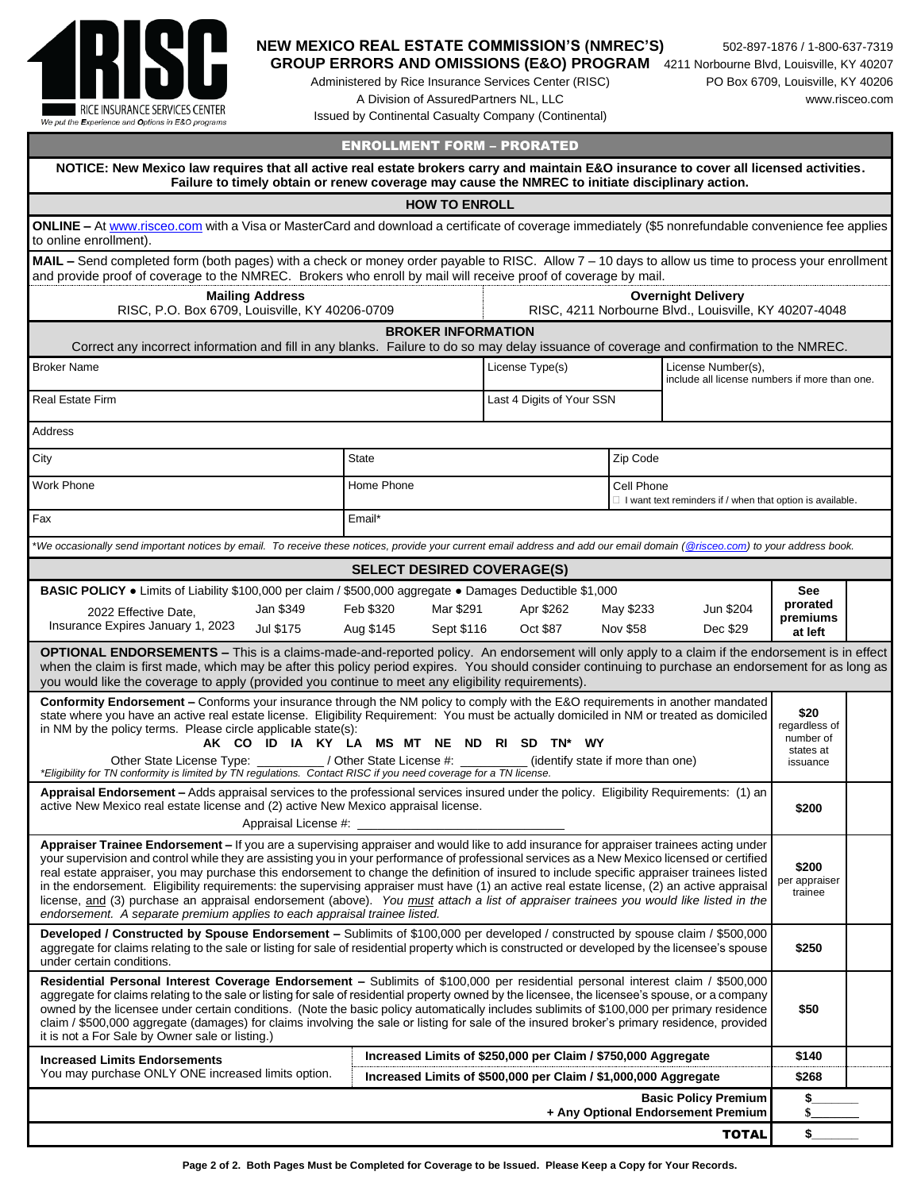RISC
RICE INSURANCE SERVICES CENTER
*We put the Experience and Options in E&O programs*

**NEW MEXICO REAL ESTATE COMMISSION'S (NMREC'S)**
**GROUP ERRORS AND OMISSIONS (E&O) PROGRAM**
Administered by Rice Insurance Services Center (RISC)
A Division of AssuredPartners NL, LLC
Issued by Continental Casualty Company (Continental)

502-897-1876 / 1-800-637-7319
4211 Norbourne Blvd, Louisville, KY 40207
PO Box 6709, Louisville, KY 40206
www.risceo.com

## ENROLLMENT FORM – PRORATED

**NOTICE: New Mexico law requires that all active real estate brokers carry and maintain E&O insurance to cover all licensed activities. Failure to timely obtain or renew coverage may cause the NMREC to initiate disciplinary action.**

### HOW TO ENROLL

**ONLINE –** At www.risceo.com with a Visa or MasterCard and download a certificate of coverage immediately ($5 nonrefundable convenience fee applies to online enrollment).

**MAIL –** Send completed form (both pages) with a check or money order payable to RISC. Allow 7 – 10 days to allow us time to process your enrollment and provide proof of coverage to the NMREC. Brokers who enroll by mail will receive proof of coverage by mail.

| **Mailing Address** | **Overnight Delivery** |
|---|---|
| RISC, P.O. Box 6709, Louisville, KY 40206-0709 | RISC, 4211 Norbourne Blvd., Louisville, KY 40207-4048 |

### BROKER INFORMATION

Correct any incorrect information and fill in any blanks. Failure to do so may delay issuance of coverage and confirmation to the NMREC.

| | | |
|---|---|---|
| Broker Name | License Type(s) | License Number(s), include all license numbers if more than one. |
| Real Estate Firm | Last 4 Digits of Your SSN | |
| Address | | |
| City | State | Zip Code |
| Work Phone | Home Phone | Cell Phone ☐ I want text reminders if / when that option is available. |
| Fax | Email* | |

*We occasionally send important notices by email. To receive these notices, provide your current email address and add our email domain (@risceo.com) to your address book.*

### SELECT DESIRED COVERAGE(S)

**BASIC POLICY** ● Limits of Liability $100,000 per claim / $500,000 aggregate ● Damages Deductible $1,000

| 2022 Effective Date, Insurance Expires January 1, 2023 | | | | | | | See prorated premiums at left | |
|---|---|---|---|---|---|---|---|---|
| | Jan $349 | Feb $320 | Mar $291 | Apr $262 | May $233 | Jun $204 | | |
| | Jul $175 | Aug $145 | Sept $116 | Oct $87 | Nov $58 | Dec $29 | | |

**OPTIONAL ENDORSEMENTS –** This is a claims-made-and-reported policy. An endorsement will only apply to a claim if the endorsement is in effect when the claim is first made, which may be after this policy period expires. You should consider continuing to purchase an endorsement for as long as you would like the coverage to apply (provided you continue to meet any eligibility requirements).

| Endorsement | Premium | |
|---|---|---|
| **Conformity Endorsement –** Conforms your insurance through the NM policy to comply with the E&O requirements in another mandated state where you have an active real estate license. Eligibility Requirement: You must be actually domiciled in NM or treated as domiciled in NM by the policy terms. Please circle applicable state(s): AK CO ID IA KY LA MS MT NE ND RI SD TN* WY. Other State License Type: ________ / Other State License #: ________ (identify state if more than one). *Eligibility for TN conformity is limited by TN regulations. Contact RISC if you need coverage for a TN license.* | $20 regardless of number of states at issuance | |
| **Appraisal Endorsement –** Adds appraisal services to the professional services insured under the policy. Eligibility Requirements: (1) an active New Mexico real estate license and (2) active New Mexico appraisal license. Appraisal License #: ________ | $200 | |
| **Appraiser Trainee Endorsement –** If you are a supervising appraiser and would like to add insurance for appraiser trainees acting under your supervision and control while they are assisting you in your performance of professional services as a New Mexico licensed or certified real estate appraiser, you may purchase this endorsement to change the definition of insured to include specific appraiser trainees listed in the endorsement. Eligibility requirements: the supervising appraiser must have (1) an active real estate license, (2) an active appraisal license, and (3) purchase an appraisal endorsement (above). *You must attach a list of appraiser trainees you would like listed in the endorsement. A separate premium applies to each appraisal trainee listed.* | $200 per appraiser trainee | |
| **Developed / Constructed by Spouse Endorsement –** Sublimits of $100,000 per developed / constructed by spouse claim / $500,000 aggregate for claims relating to the sale or listing for sale of residential property which is constructed or developed by the licensee's spouse under certain conditions. | $250 | |
| **Residential Personal Interest Coverage Endorsement –** Sublimits of $100,000 per residential personal interest claim / $500,000 aggregate for claims relating to the sale or listing for sale of residential property owned by the licensee, the licensee's spouse, or a company owned by the licensee under certain conditions. (Note the basic policy automatically includes sublimits of $100,000 per primary residence claim / $500,000 aggregate (damages) for claims involving the sale or listing for sale of the insured broker's primary residence, provided it is not a For Sale by Owner sale or listing.) | $50 | |

| **Increased Limits Endorsements** You may purchase ONLY ONE increased limits option. | | | |
|---|---|---|---|
| | **Increased Limits of $250,000 per Claim / $750,000 Aggregate** | $140 | |
| | **Increased Limits of $500,000 per Claim / $1,000,000 Aggregate** | $268 | |

| | |
|---|---|
| **Basic Policy Premium** | $______ |
| **+ Any Optional Endorsement Premium** | $______ |
| **TOTAL** | $______ |

**Page 2 of 2. Both Pages Must be Completed for Coverage to be Issued. Please Keep a Copy for Your Records.**